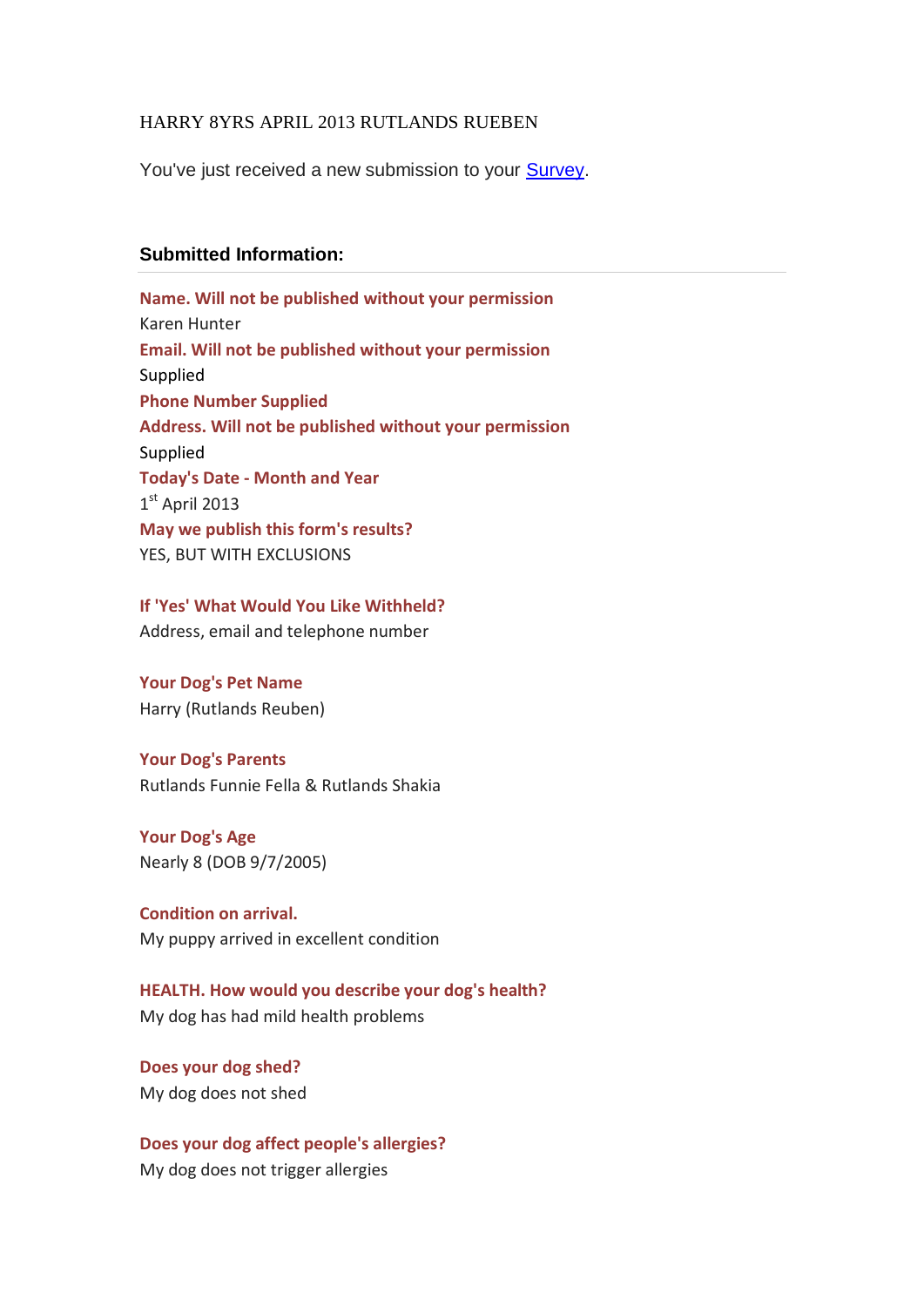HARRY 8YRS APRIL 2013 RUTLANDS RUEBEN

You've just received a new submission to your [Survey](Survey).

### Submitted Information:

---

**Name. Will not be published without your permission**
Karen Hunter

**Email. Will not be published without your permission**
Supplied

**Phone Number Supplied**

**Address. Will not be published without your permission**
Supplied

**Today's Date - Month and Year**
1st April 2013

**May we publish this form's results?**
YES, BUT WITH EXCLUSIONS

**If 'Yes' What Would You Like Withheld?**
Address, email and telephone number

**Your Dog's Pet Name**
Harry (Rutlands Reuben)

**Your Dog's Parents**
Rutlands Funnie Fella & Rutlands Shakia

**Your Dog's Age**
Nearly 8 (DOB 9/7/2005)

**Condition on arrival.**
My puppy arrived in excellent condition

**HEALTH. How would you describe your dog's health?**
My dog has had mild health problems

**Does your dog shed?**
My dog does not shed

**Does your dog affect people's allergies?**
My dog does not trigger allergies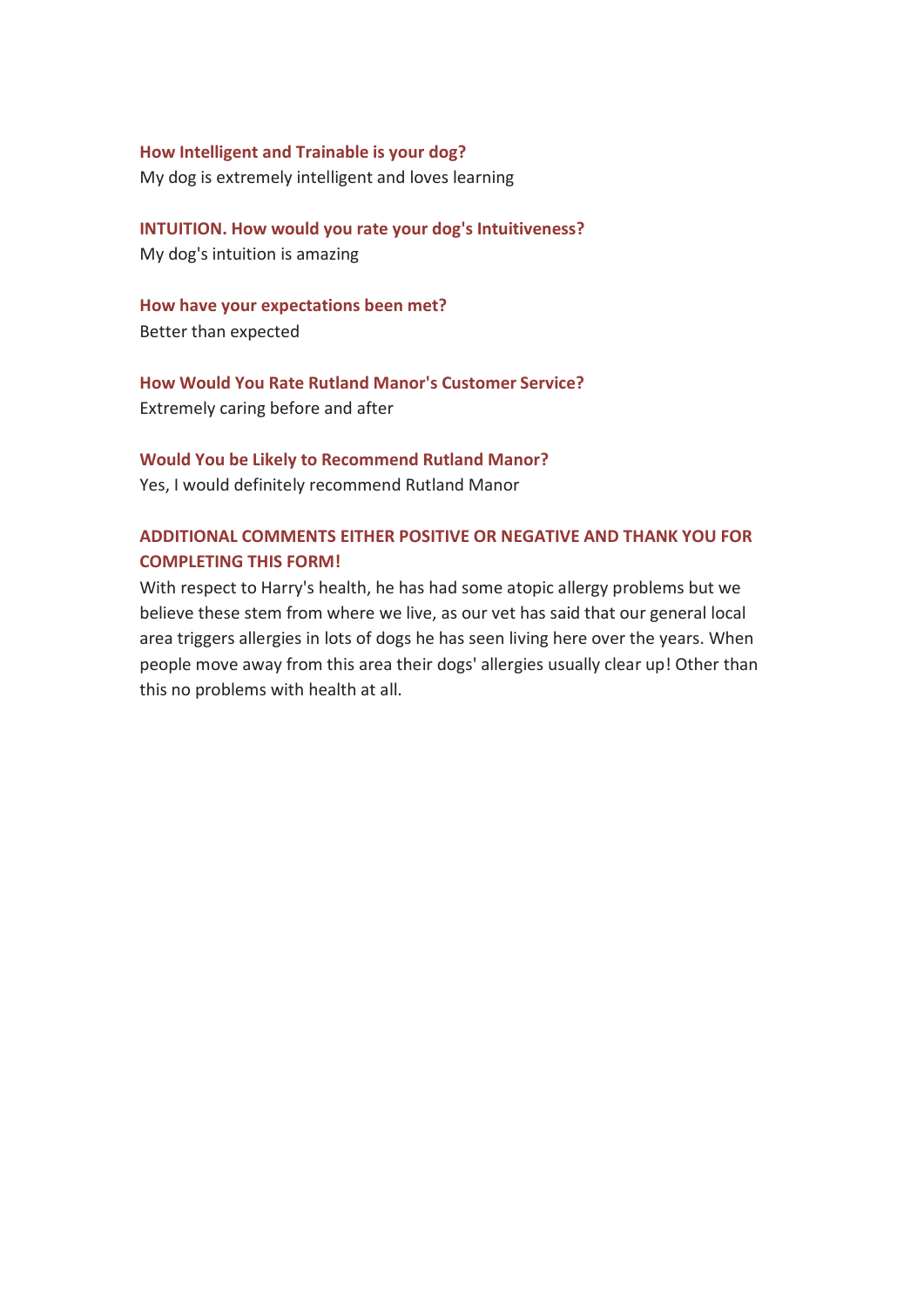**How Intelligent and Trainable is your dog?**
My dog is extremely intelligent and loves learning

**INTUITION. How would you rate your dog's Intuitiveness?**
My dog's intuition is amazing

**How have your expectations been met?**
Better than expected

**How Would You Rate Rutland Manor's Customer Service?**
Extremely caring before and after

**Would You be Likely to Recommend Rutland Manor?**
Yes, I would definitely recommend Rutland Manor

**ADDITIONAL COMMENTS EITHER POSITIVE OR NEGATIVE AND THANK YOU FOR COMPLETING THIS FORM!**
With respect to Harry's health, he has had some atopic allergy problems but we believe these stem from where we live, as our vet has said that our general local area triggers allergies in lots of dogs he has seen living here over the years. When people move away from this area their dogs' allergies usually clear up! Other than this no problems with health at all.